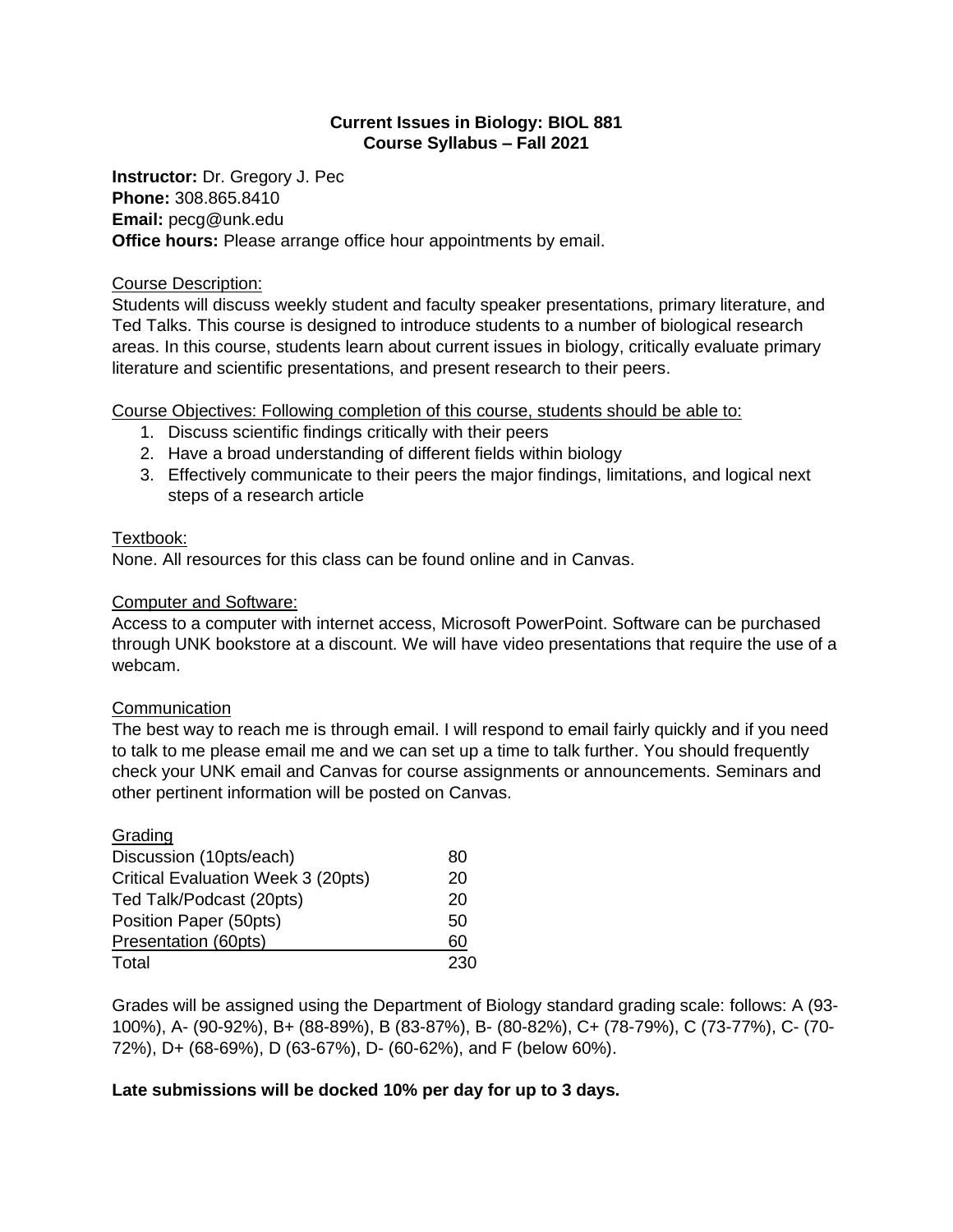# Current Issues in Biology: BIOL 881
## Course Syllabus – Fall 2021

**Instructor:** Dr. Gregory J. Pec
**Phone:** 308.865.8410
**Email:** pecg@unk.edu
**Office hours:** Please arrange office hour appointments by email.

### Course Description:

Students will discuss weekly student and faculty speaker presentations, primary literature, and Ted Talks. This course is designed to introduce students to a number of biological research areas. In this course, students learn about current issues in biology, critically evaluate primary literature and scientific presentations, and present research to their peers.

### Course Objectives: Following completion of this course, students should be able to:

1. Discuss scientific findings critically with their peers
2. Have a broad understanding of different fields within biology
3. Effectively communicate to their peers the major findings, limitations, and logical next steps of a research article

### Textbook:

None. All resources for this class can be found online and in Canvas.

### Computer and Software:

Access to a computer with internet access, Microsoft PowerPoint. Software can be purchased through UNK bookstore at a discount. We will have video presentations that require the use of a webcam.

### Communication

The best way to reach me is through email. I will respond to email fairly quickly and if you need to talk to me please email me and we can set up a time to talk further. You should frequently check your UNK email and Canvas for course assignments or announcements. Seminars and other pertinent information will be posted on Canvas.

### Grading

| Item | Points |
|---|---|
| Discussion (10pts/each) | 80 |
| Critical Evaluation Week 3 (20pts) | 20 |
| Ted Talk/Podcast (20pts) | 20 |
| Position Paper (50pts) | 50 |
| Presentation (60pts) | 60 |
| Total | 230 |

Grades will be assigned using the Department of Biology standard grading scale: follows: A (93-100%), A- (90-92%), B+ (88-89%), B (83-87%), B- (80-82%), C+ (78-79%), C (73-77%), C- (70-72%), D+ (68-69%), D (63-67%), D- (60-62%), and F (below 60%).

**Late submissions will be docked 10% per day for up to 3 days.**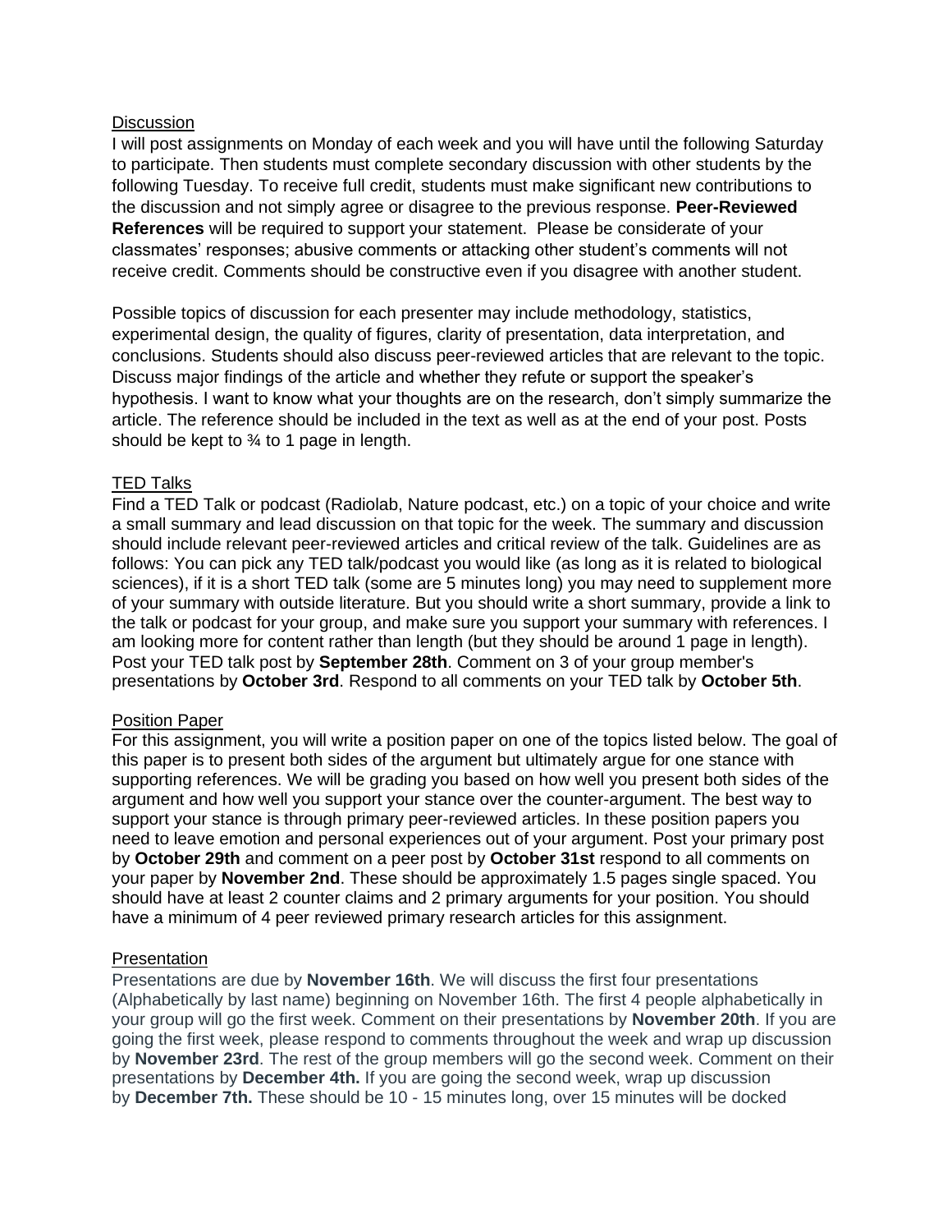<u>Discussion</u>

I will post assignments on Monday of each week and you will have until the following Saturday to participate. Then students must complete secondary discussion with other students by the following Tuesday. To receive full credit, students must make significant new contributions to the discussion and not simply agree or disagree to the previous response. **Peer-Reviewed References** will be required to support your statement. Please be considerate of your classmates' responses; abusive comments or attacking other student's comments will not receive credit. Comments should be constructive even if you disagree with another student.

Possible topics of discussion for each presenter may include methodology, statistics, experimental design, the quality of figures, clarity of presentation, data interpretation, and conclusions. Students should also discuss peer-reviewed articles that are relevant to the topic. Discuss major findings of the article and whether they refute or support the speaker's hypothesis. I want to know what your thoughts are on the research, don't simply summarize the article. The reference should be included in the text as well as at the end of your post. Posts should be kept to ¾ to 1 page in length.

<u>TED Talks</u>

Find a TED Talk or podcast (Radiolab, Nature podcast, etc.) on a topic of your choice and write a small summary and lead discussion on that topic for the week. The summary and discussion should include relevant peer-reviewed articles and critical review of the talk. Guidelines are as follows: You can pick any TED talk/podcast you would like (as long as it is related to biological sciences), if it is a short TED talk (some are 5 minutes long) you may need to supplement more of your summary with outside literature. But you should write a short summary, provide a link to the talk or podcast for your group, and make sure you support your summary with references. I am looking more for content rather than length (but they should be around 1 page in length). Post your TED talk post by **September 28th**. Comment on 3 of your group member's presentations by **October 3rd**. Respond to all comments on your TED talk by **October 5th**.

<u>Position Paper</u>

For this assignment, you will write a position paper on one of the topics listed below. The goal of this paper is to present both sides of the argument but ultimately argue for one stance with supporting references. We will be grading you based on how well you present both sides of the argument and how well you support your stance over the counter-argument. The best way to support your stance is through primary peer-reviewed articles. In these position papers you need to leave emotion and personal experiences out of your argument. Post your primary post by **October 29th** and comment on a peer post by **October 31st** respond to all comments on your paper by **November 2nd**. These should be approximately 1.5 pages single spaced. You should have at least 2 counter claims and 2 primary arguments for your position. You should have a minimum of 4 peer reviewed primary research articles for this assignment.

<u>Presentation</u>

Presentations are due by **November 16th**. We will discuss the first four presentations (Alphabetically by last name) beginning on November 16th. The first 4 people alphabetically in your group will go the first week. Comment on their presentations by **November 20th**. If you are going the first week, please respond to comments throughout the week and wrap up discussion by **November 23rd**. The rest of the group members will go the second week. Comment on their presentations by **December 4th.** If you are going the second week, wrap up discussion by **December 7th.** These should be 10 - 15 minutes long, over 15 minutes will be docked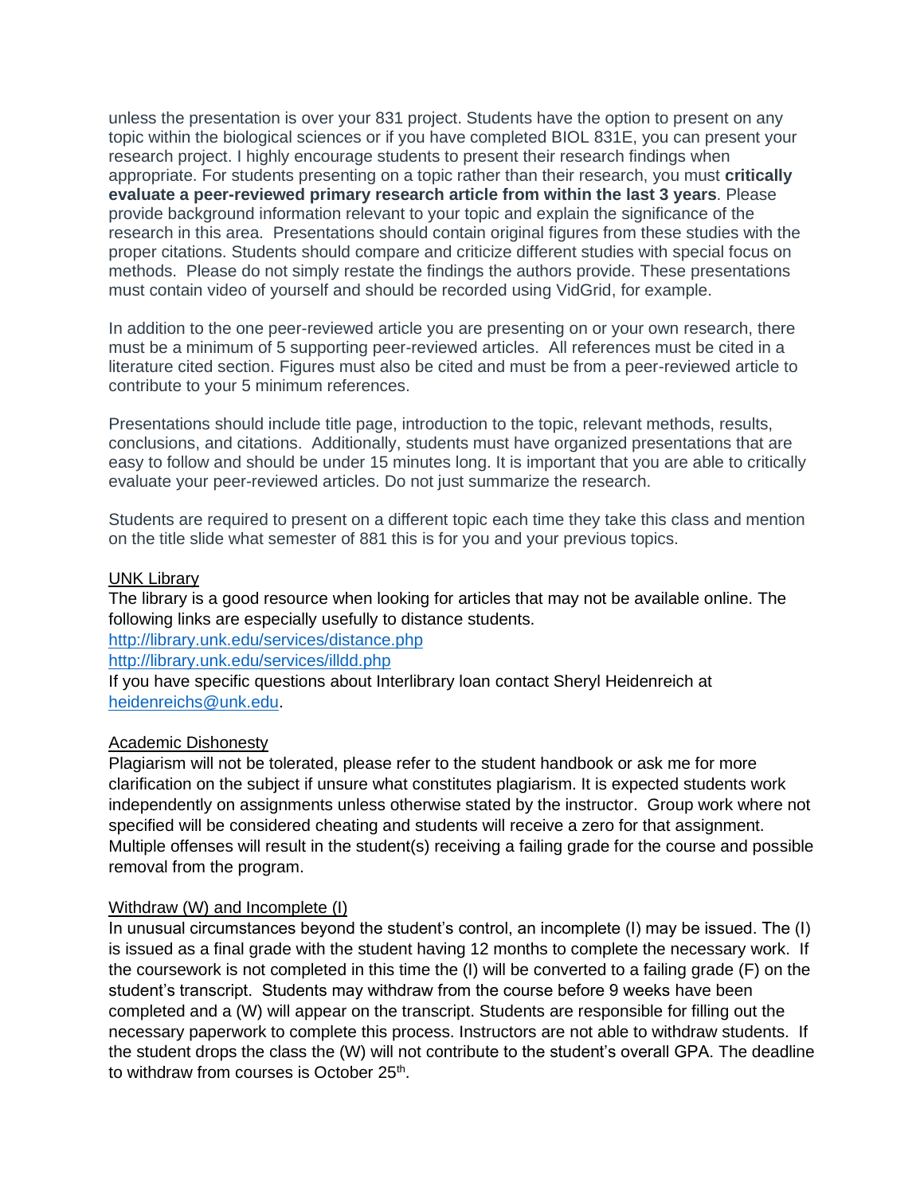unless the presentation is over your 831 project. Students have the option to present on any topic within the biological sciences or if you have completed BIOL 831E, you can present your research project. I highly encourage students to present their research findings when appropriate. For students presenting on a topic rather than their research, you must **critically evaluate a peer-reviewed primary research article from within the last 3 years**. Please provide background information relevant to your topic and explain the significance of the research in this area. Presentations should contain original figures from these studies with the proper citations. Students should compare and criticize different studies with special focus on methods. Please do not simply restate the findings the authors provide. These presentations must contain video of yourself and should be recorded using VidGrid, for example.

In addition to the one peer-reviewed article you are presenting on or your own research, there must be a minimum of 5 supporting peer-reviewed articles. All references must be cited in a literature cited section. Figures must also be cited and must be from a peer-reviewed article to contribute to your 5 minimum references.

Presentations should include title page, introduction to the topic, relevant methods, results, conclusions, and citations. Additionally, students must have organized presentations that are easy to follow and should be under 15 minutes long. It is important that you are able to critically evaluate your peer-reviewed articles. Do not just summarize the research.

Students are required to present on a different topic each time they take this class and mention on the title slide what semester of 881 this is for you and your previous topics.

## UNK Library

The library is a good resource when looking for articles that may not be available online. The following links are especially usefully to distance students.

http://library.unk.edu/services/distance.php

http://library.unk.edu/services/illdd.php

If you have specific questions about Interlibrary loan contact Sheryl Heidenreich at heidenreichs@unk.edu.

## Academic Dishonesty

Plagiarism will not be tolerated, please refer to the student handbook or ask me for more clarification on the subject if unsure what constitutes plagiarism. It is expected students work independently on assignments unless otherwise stated by the instructor. Group work where not specified will be considered cheating and students will receive a zero for that assignment. Multiple offenses will result in the student(s) receiving a failing grade for the course and possible removal from the program.

## Withdraw (W) and Incomplete (I)

In unusual circumstances beyond the student's control, an incomplete (I) may be issued. The (I) is issued as a final grade with the student having 12 months to complete the necessary work. If the coursework is not completed in this time the (I) will be converted to a failing grade (F) on the student's transcript. Students may withdraw from the course before 9 weeks have been completed and a (W) will appear on the transcript. Students are responsible for filling out the necessary paperwork to complete this process. Instructors are not able to withdraw students. If the student drops the class the (W) will not contribute to the student's overall GPA. The deadline to withdraw from courses is October 25th.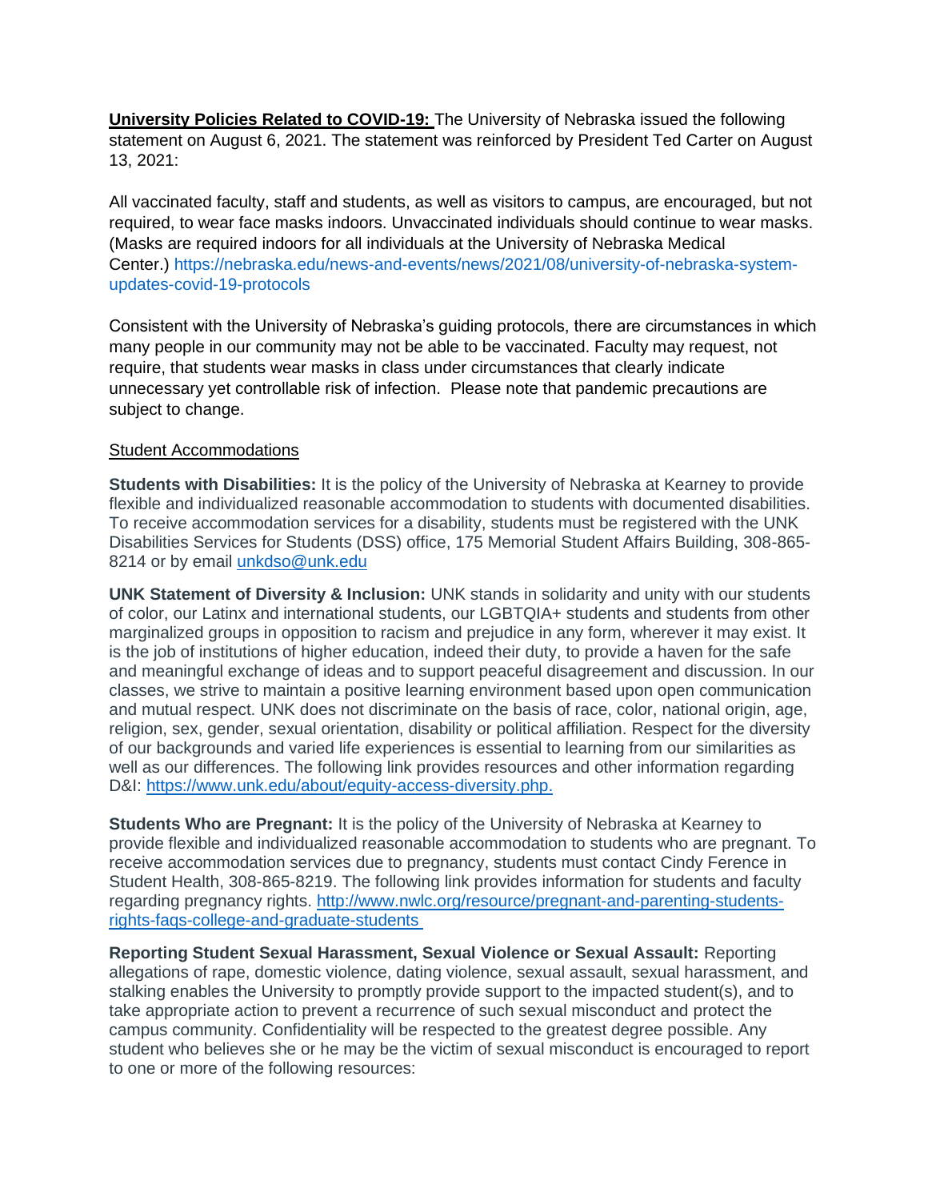**University Policies Related to COVID-19:** The University of Nebraska issued the following statement on August 6, 2021. The statement was reinforced by President Ted Carter on August 13, 2021:

All vaccinated faculty, staff and students, as well as visitors to campus, are encouraged, but not required, to wear face masks indoors. Unvaccinated individuals should continue to wear masks. (Masks are required indoors for all individuals at the University of Nebraska Medical Center.) https://nebraska.edu/news-and-events/news/2021/08/university-of-nebraska-system-updates-covid-19-protocols

Consistent with the University of Nebraska's guiding protocols, there are circumstances in which many people in our community may not be able to be vaccinated. Faculty may request, not require, that students wear masks in class under circumstances that clearly indicate unnecessary yet controllable risk of infection. Please note that pandemic precautions are subject to change.

Student Accommodations

**Students with Disabilities:** It is the policy of the University of Nebraska at Kearney to provide flexible and individualized reasonable accommodation to students with documented disabilities. To receive accommodation services for a disability, students must be registered with the UNK Disabilities Services for Students (DSS) office, 175 Memorial Student Affairs Building, 308-865-8214 or by email unkdso@unk.edu

**UNK Statement of Diversity & Inclusion:** UNK stands in solidarity and unity with our students of color, our Latinx and international students, our LGBTQIA+ students and students from other marginalized groups in opposition to racism and prejudice in any form, wherever it may exist. It is the job of institutions of higher education, indeed their duty, to provide a haven for the safe and meaningful exchange of ideas and to support peaceful disagreement and discussion. In our classes, we strive to maintain a positive learning environment based upon open communication and mutual respect. UNK does not discriminate on the basis of race, color, national origin, age, religion, sex, gender, sexual orientation, disability or political affiliation. Respect for the diversity of our backgrounds and varied life experiences is essential to learning from our similarities as well as our differences. The following link provides resources and other information regarding D&I: https://www.unk.edu/about/equity-access-diversity.php.

**Students Who are Pregnant:** It is the policy of the University of Nebraska at Kearney to provide flexible and individualized reasonable accommodation to students who are pregnant. To receive accommodation services due to pregnancy, students must contact Cindy Ference in Student Health, 308-865-8219. The following link provides information for students and faculty regarding pregnancy rights. http://www.nwlc.org/resource/pregnant-and-parenting-students-rights-faqs-college-and-graduate-students

**Reporting Student Sexual Harassment, Sexual Violence or Sexual Assault:** Reporting allegations of rape, domestic violence, dating violence, sexual assault, sexual harassment, and stalking enables the University to promptly provide support to the impacted student(s), and to take appropriate action to prevent a recurrence of such sexual misconduct and protect the campus community. Confidentiality will be respected to the greatest degree possible. Any student who believes she or he may be the victim of sexual misconduct is encouraged to report to one or more of the following resources: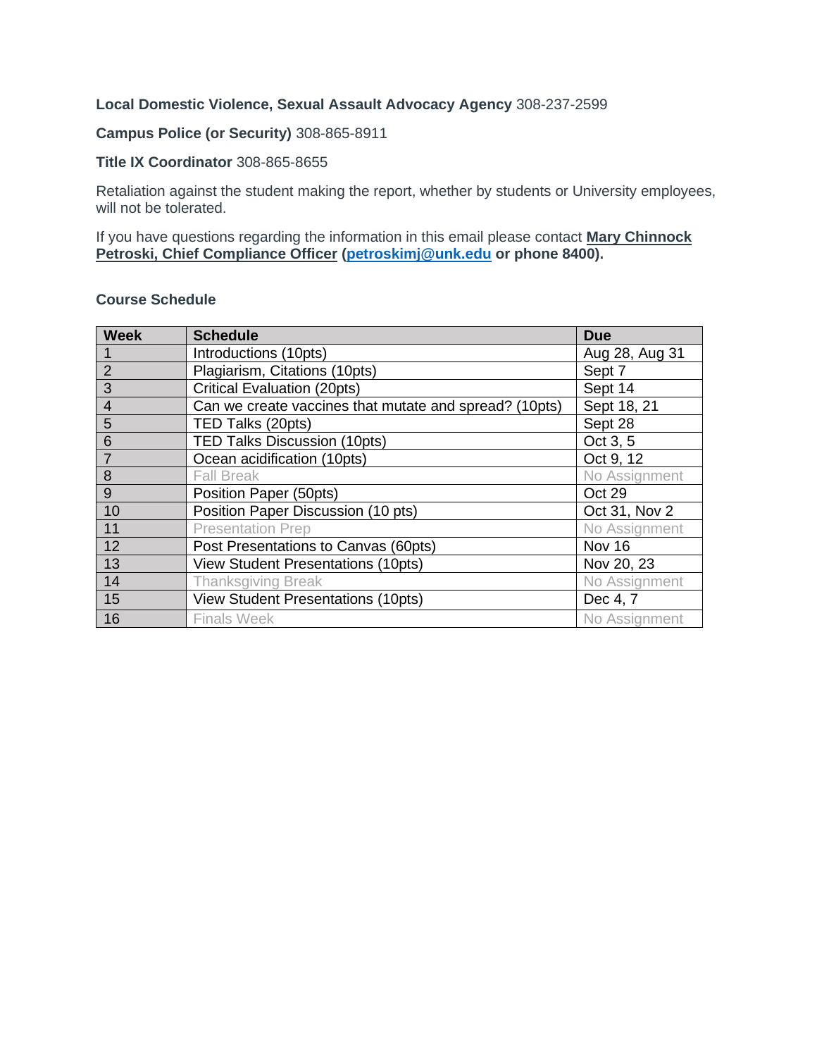**Local Domestic Violence, Sexual Assault Advocacy Agency** 308-237-2599

**Campus Police (or Security)** 308-865-8911

**Title IX Coordinator** 308-865-8655

Retaliation against the student making the report, whether by students or University employees, will not be tolerated.

If you have questions regarding the information in this email please contact **Mary Chinnock Petroski, Chief Compliance Officer (petroskimj@unk.edu or phone 8400).**

**Course Schedule**

| Week | Schedule | Due |
|---|---|---|
| 1 | Introductions (10pts) | Aug 28, Aug 31 |
| 2 | Plagiarism, Citations (10pts) | Sept 7 |
| 3 | Critical Evaluation (20pts) | Sept 14 |
| 4 | Can we create vaccines that mutate and spread? (10pts) | Sept 18, 21 |
| 5 | TED Talks (20pts) | Sept 28 |
| 6 | TED Talks Discussion (10pts) | Oct 3, 5 |
| 7 | Ocean acidification (10pts) | Oct 9, 12 |
| 8 | Fall Break | No Assignment |
| 9 | Position Paper (50pts) | Oct 29 |
| 10 | Position Paper Discussion (10 pts) | Oct 31, Nov 2 |
| 11 | Presentation Prep | No Assignment |
| 12 | Post Presentations to Canvas (60pts) | Nov 16 |
| 13 | View Student Presentations (10pts) | Nov 20, 23 |
| 14 | Thanksgiving Break | No Assignment |
| 15 | View Student Presentations (10pts) | Dec 4, 7 |
| 16 | Finals Week | No Assignment |